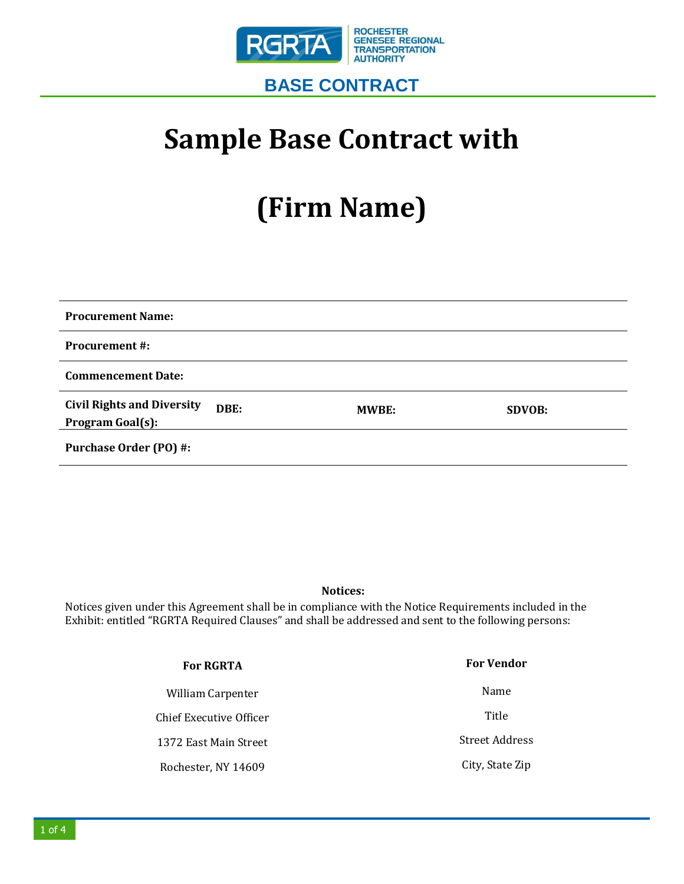ROCHESTER GENESEE REGIONAL TRANSPORTATION AUTHORITY

## BASE CONTRACT

# Sample Base Contract with

# (Firm Name)

| | | | |
|---|---|---|---|
| **Procurement Name:** | | | |
| **Procurement #:** | | | |
| **Commencement Date:** | | | |
| **Civil Rights and Diversity Program Goal(s):** | **DBE:** | **MWBE:** | **SDVOB:** |
| **Purchase Order (PO) #:** | | | |

**Notices:**

Notices given under this Agreement shall be in compliance with the Notice Requirements included in the Exhibit: entitled "RGRTA Required Clauses" and shall be addressed and sent to the following persons:

| For RGRTA | For Vendor |
|---|---|
| William Carpenter | Name |
| Chief Executive Officer | Title |
| 1372 East Main Street | Street Address |
| Rochester, NY 14609 | City, State Zip |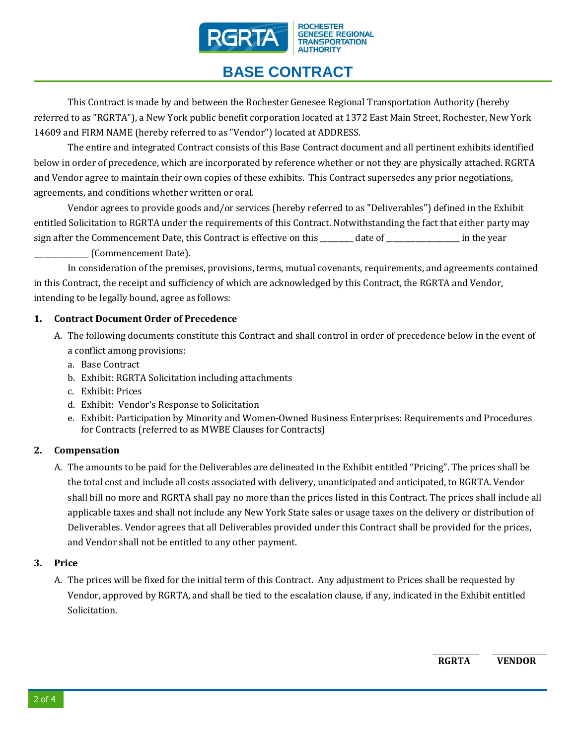# BASE CONTRACT

This Contract is made by and between the Rochester Genesee Regional Transportation Authority (hereby referred to as "RGRTA"), a New York public benefit corporation located at 1372 East Main Street, Rochester, New York 14609 and FIRM NAME (hereby referred to as "Vendor") located at ADDRESS.

The entire and integrated Contract consists of this Base Contract document and all pertinent exhibits identified below in order of precedence, which are incorporated by reference whether or not they are physically attached. RGRTA and Vendor agree to maintain their own copies of these exhibits. This Contract supersedes any prior negotiations, agreements, and conditions whether written or oral.

Vendor agrees to provide goods and/or services (hereby referred to as "Deliverables") defined in the Exhibit entitled Solicitation to RGRTA under the requirements of this Contract. Notwithstanding the fact that either party may sign after the Commencement Date, this Contract is effective on this ________ date of __________________ in the year ______________ (Commencement Date).

In consideration of the premises, provisions, terms, mutual covenants, requirements, and agreements contained in this Contract, the receipt and sufficiency of which are acknowledged by this Contract, the RGRTA and Vendor, intending to be legally bound, agree as follows:

**1. Contract Document Order of Precedence**

A. The following documents constitute this Contract and shall control in order of precedence below in the event of a conflict among provisions:

a. Base Contract
b. Exhibit: RGRTA Solicitation including attachments
c. Exhibit: Prices
d. Exhibit: Vendor's Response to Solicitation
e. Exhibit: Participation by Minority and Women-Owned Business Enterprises: Requirements and Procedures for Contracts (referred to as MWBE Clauses for Contracts)

**2. Compensation**

A. The amounts to be paid for the Deliverables are delineated in the Exhibit entitled "Pricing". The prices shall be the total cost and include all costs associated with delivery, unanticipated and anticipated, to RGRTA. Vendor shall bill no more and RGRTA shall pay no more than the prices listed in this Contract. The prices shall include all applicable taxes and shall not include any New York State sales or usage taxes on the delivery or distribution of Deliverables. Vendor agrees that all Deliverables provided under this Contract shall be provided for the prices, and Vendor shall not be entitled to any other payment.

**3. Price**

A. The prices will be fixed for the initial term of this Contract. Any adjustment to Prices shall be requested by Vendor, approved by RGRTA, and shall be tied to the escalation clause, if any, indicated in the Exhibit entitled Solicitation.

| ________ | ________ |
|---|---|
| **RGRTA** | **VENDOR** |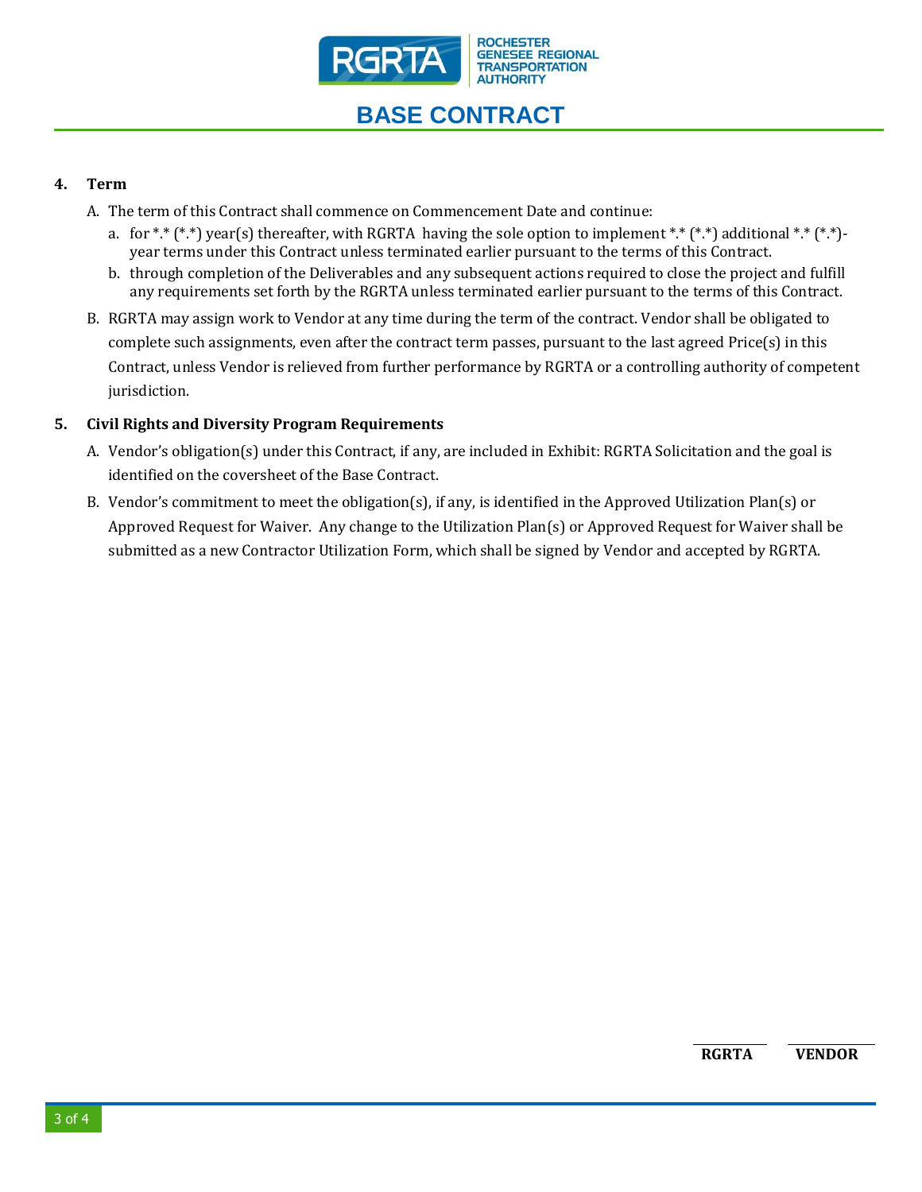**4. Term**

A. The term of this Contract shall commence on Commencement Date and continue:

   a. for *.* (*.*) year(s) thereafter, with RGRTA having the sole option to implement *.* (*.*) additional *.* (*.*)-year terms under this Contract unless terminated earlier pursuant to the terms of this Contract.

   b. through completion of the Deliverables and any subsequent actions required to close the project and fulfill any requirements set forth by the RGRTA unless terminated earlier pursuant to the terms of this Contract.

B. RGRTA may assign work to Vendor at any time during the term of the contract. Vendor shall be obligated to complete such assignments, even after the contract term passes, pursuant to the last agreed Price(s) in this Contract, unless Vendor is relieved from further performance by RGRTA or a controlling authority of competent jurisdiction.

**5. Civil Rights and Diversity Program Requirements**

A. Vendor's obligation(s) under this Contract, if any, are included in Exhibit: RGRTA Solicitation and the goal is identified on the coversheet of the Base Contract.

B. Vendor's commitment to meet the obligation(s), if any, is identified in the Approved Utilization Plan(s) or Approved Request for Waiver. Any change to the Utilization Plan(s) or Approved Request for Waiver shall be submitted as a new Contractor Utilization Form, which shall be signed by Vendor and accepted by RGRTA.

| RGRTA | VENDOR |
|---|---|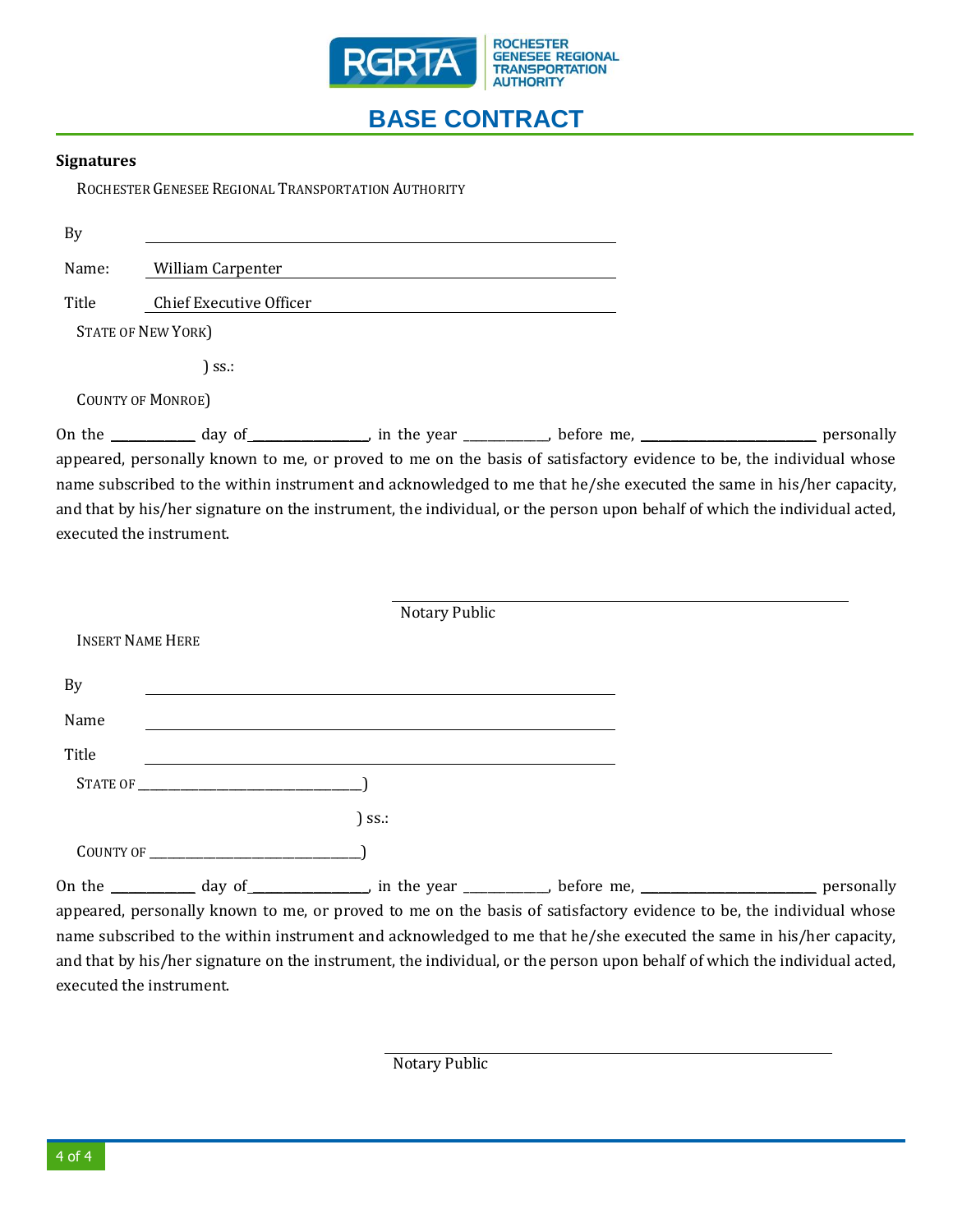**Signatures**

ROCHESTER GENESEE REGIONAL TRANSPORTATION AUTHORITY

By ______________________________________________

Name: William Carpenter

Title Chief Executive Officer

STATE OF NEW YORK)

) ss.:

COUNTY OF MONROE)

On the ____________ day of_________________, in the year ____________, before me, _________________________ personally appeared, personally known to me, or proved to me on the basis of satisfactory evidence to be, the individual whose name subscribed to the within instrument and acknowledged to me that he/she executed the same in his/her capacity, and that by his/her signature on the instrument, the individual, or the person upon behalf of which the individual acted, executed the instrument.

______________________________________________

Notary Public

INSERT NAME HERE

By ______________________________________________

Name ______________________________________________

Title ______________________________________________

STATE OF _________________________________)

) ss.:

COUNTY OF _______________________________)

On the ____________ day of_________________, in the year ____________, before me, _________________________ personally appeared, personally known to me, or proved to me on the basis of satisfactory evidence to be, the individual whose name subscribed to the within instrument and acknowledged to me that he/she executed the same in his/her capacity, and that by his/her signature on the instrument, the individual, or the person upon behalf of which the individual acted, executed the instrument.

______________________________________________

Notary Public